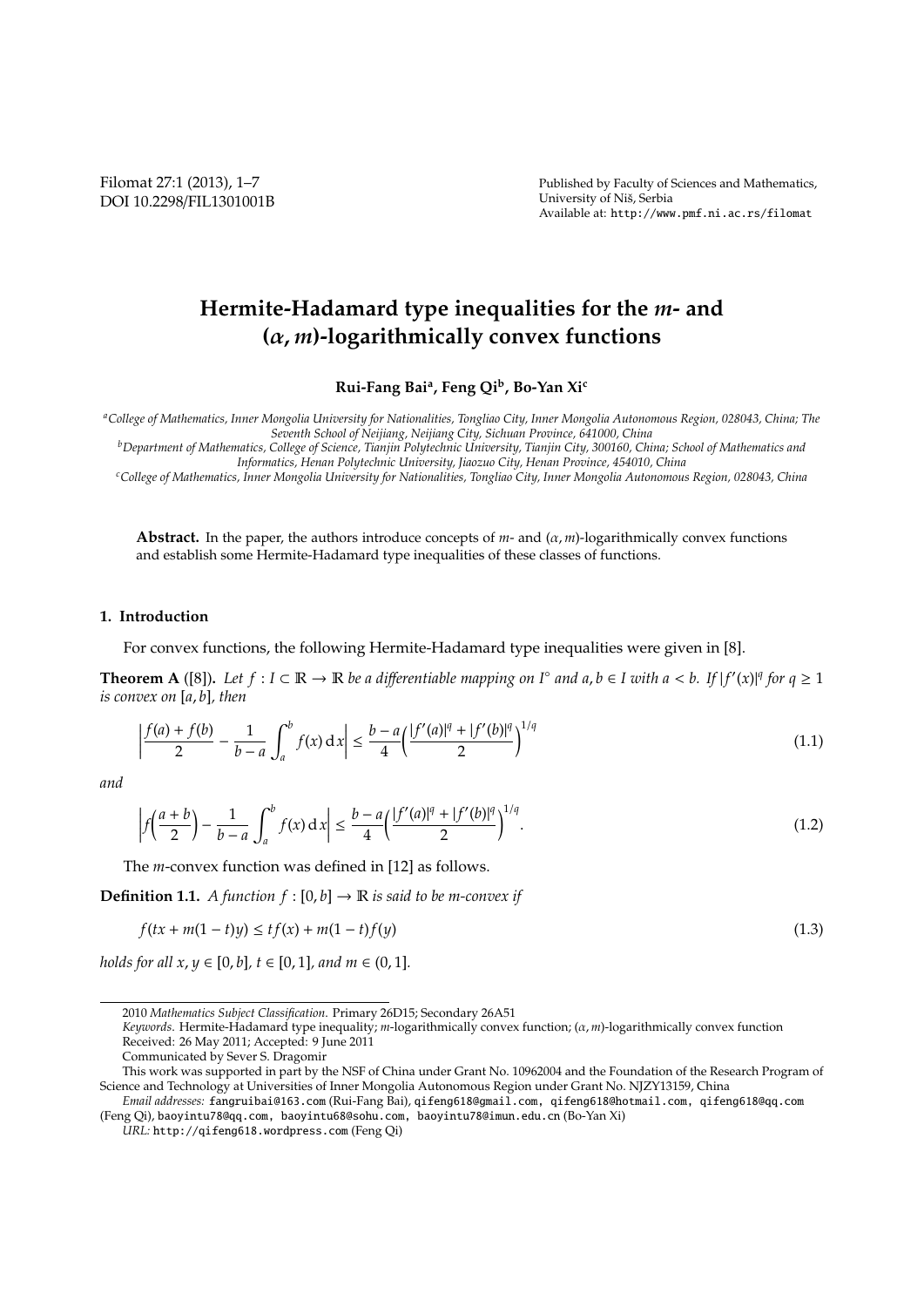# Hermite-Hadamard type inequalities for the $m$- and $(\alpha, m)$-logarithmically convex functions

**Rui-Fang Bai[a], Feng Qi[b], Bo-Yan Xi[c]**

[a] *College of Mathematics, Inner Mongolia University for Nationalities, Tongliao City, Inner Mongolia Autonomous Region, 028043, China; The Seventh School of Neijiang, Neijiang City, Sichuan Province, 641000, China*

[b] *Department of Mathematics, College of Science, Tianjin Polytechnic University, Tianjin City, 300160, China; School of Mathematics and Informatics, Henan Polytechnic University, Jiaozuo City, Henan Province, 454010, China*

[c] *College of Mathematics, Inner Mongolia University for Nationalities, Tongliao City, Inner Mongolia Autonomous Region, 028043, China*

**Abstract.** In the paper, the authors introduce concepts of $m$- and $(\alpha, m)$-logarithmically convex functions and establish some Hermite-Hadamard type inequalities of these classes of functions.

## 1. Introduction

For convex functions, the following Hermite-Hadamard type inequalities were given in [8].

**Theorem A** ([8]). *Let $f : I \subset \mathbb{R} \to \mathbb{R}$ be a differentiable mapping on $I^\circ$ and $a, b \in I$ with $a < b$. If $|f'(x)|^q$ for $q \geq 1$ is convex on $[a, b]$, then*

$$\left| \frac{f(a) + f(b)}{2} - \frac{1}{b-a} \int_a^b f(x) \, \mathrm{d}\, x \right| \leq \frac{b-a}{4} \left( \frac{|f'(a)|^q + |f'(b)|^q}{2} \right)^{1/q} \tag{1.1}$$

*and*

$$\left| f\left( \frac{a+b}{2} \right) - \frac{1}{b-a} \int_a^b f(x) \, \mathrm{d}\, x \right| \leq \frac{b-a}{4} \left( \frac{|f'(a)|^q + |f'(b)|^q}{2} \right)^{1/q}. \tag{1.2}$$

The $m$-convex function was defined in [12] as follows.

**Definition 1.1.** *A function $f : [0, b] \to \mathbb{R}$ is said to be m-convex if*

$$f(tx + m(1-t)y) \leq tf(x) + m(1-t)f(y) \tag{1.3}$$

*holds for all $x, y \in [0, b]$, $t \in [0, 1]$, and $m \in (0, 1]$.*

---

2010 *Mathematics Subject Classification.* Primary 26D15; Secondary 26A51

*Keywords.* Hermite-Hadamard type inequality; $m$-logarithmically convex function; $(\alpha, m)$-logarithmically convex function

Received: 26 May 2011; Accepted: 9 June 2011

Communicated by Sever S. Dragomir

This work was supported in part by the NSF of China under Grant No. 10962004 and the Foundation of the Research Program of Science and Technology at Universities of Inner Mongolia Autonomous Region under Grant No. NJZY13159, China

*Email addresses:* fangruibai@163.com (Rui-Fang Bai), qifeng618@gmail.com, qifeng618@hotmail.com, qifeng618@qq.com (Feng Qi), baoyintu78@qq.com, baoyintu68@sohu.com, baoyintu78@imun.edu.cn (Bo-Yan Xi)

*URL:* http://qifeng618.wordpress.com (Feng Qi)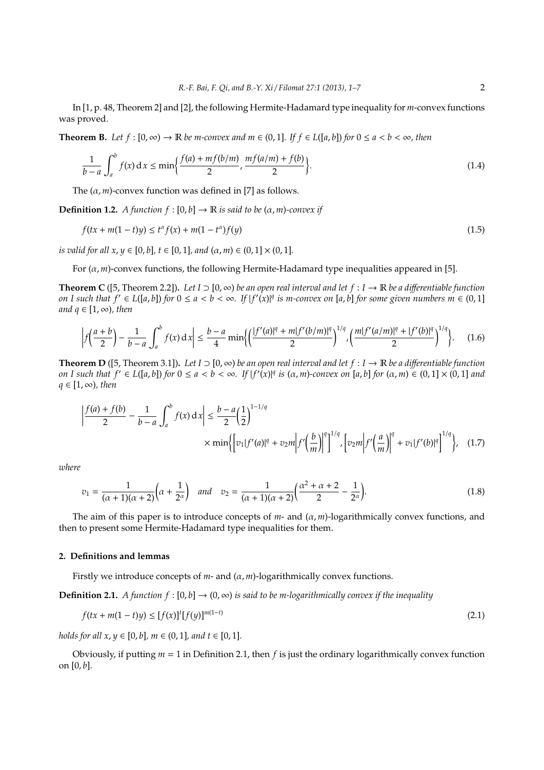In [1, p. 48, Theorem 2] and [2], the following Hermite-Hadamard type inequality for $m$-convex functions was proved.

**Theorem B.** *Let $f:[0,\infty)\to\mathbb{R}$ be $m$-convex and $m\in(0,1]$. If $f\in L([a,b])$ for $0\le a<b<\infty$, then*

$$\frac{1}{b-a}\int_a^b f(x)\,\mathrm{d}\,x \le \min\biggl\{\frac{f(a)+mf(b/m)}{2},\frac{mf(a/m)+f(b)}{2}\biggr\}. \tag{1.4}$$

The $(\alpha,m)$-convex function was defined in [7] as follows.

**Definition 1.2.** *A function $f:[0,b]\to\mathbb{R}$ is said to be $(\alpha,m)$-convex if*

$$f(tx+m(1-t)y)\le t^\alpha f(x)+m(1-t^\alpha)f(y) \tag{1.5}$$

*is valid for all $x,y\in[0,b]$, $t\in[0,1]$, and $(\alpha,m)\in(0,1]\times(0,1]$.*

For $(\alpha,m)$-convex functions, the following Hermite-Hadamard type inequalities appeared in [5].

**Theorem C** ([5, Theorem 2.2])**.** *Let $I\supset[0,\infty)$ be an open real interval and let $f:I\to\mathbb{R}$ be a differentiable function on $I$ such that $f'\in L([a,b])$ for $0\le a<b<\infty$. If $|f'(x)|^q$ is $m$-convex on $[a,b]$ for some given numbers $m\in(0,1]$ and $q\in[1,\infty)$, then*

$$\biggl|f\Bigl(\frac{a+b}{2}\Bigr)-\frac{1}{b-a}\int_a^b f(x)\,\mathrm{d}\,x\biggr|\le\frac{b-a}{4}\min\biggl\{\biggl(\frac{|f'(a)|^q+m|f'(b/m)|^q}{2}\biggr)^{1/q},\biggl(\frac{m|f'(a/m)|^q+|f'(b)|^q}{2}\biggr)^{1/q}\biggr\}. \tag{1.6}$$

**Theorem D** ([5, Theorem 3.1])**.** *Let $I\supset[0,\infty)$ be an open real interval and let $f:I\to\mathbb{R}$ be a differentiable function on $I$ such that $f'\in L([a,b])$ for $0\le a<b<\infty$. If $|f'(x)|^q$ is $(\alpha,m)$-convex on $[a,b]$ for $(\alpha,m)\in(0,1]\times(0,1]$ and $q\in[1,\infty)$, then*

$$\biggl|\frac{f(a)+f(b)}{2}-\frac{1}{b-a}\int_a^b f(x)\,\mathrm{d}\,x\biggr|\le\frac{b-a}{2}\Bigl(\frac{1}{2}\Bigr)^{1-1/q}\times\min\biggl\{\biggl[v_1|f'(a)|^q+v_2m\biggl|f'\Bigl(\frac{b}{m}\Bigr)\biggr|^q\biggr]^{1/q},\biggl[v_2m\biggl|f'\Bigl(\frac{a}{m}\Bigr)\biggr|^q+v_1|f'(b)|^q\biggr]^{1/q}\biggr\}, \tag{1.7}$$

*where*

$$v_1=\frac{1}{(\alpha+1)(\alpha+2)}\Bigl(\alpha+\frac{1}{2^\alpha}\Bigr)\quad\text{and}\quad v_2=\frac{1}{(\alpha+1)(\alpha+2)}\Bigl(\frac{\alpha^2+\alpha+2}{2}-\frac{1}{2^\alpha}\Bigr). \tag{1.8}$$

The aim of this paper is to introduce concepts of $m$- and $(\alpha,m)$-logarithmically convex functions, and then to present some Hermite-Hadamard type inequalities for them.

## 2. Definitions and lemmas

Firstly we introduce concepts of $m$- and $(\alpha,m)$-logarithmically convex functions.

**Definition 2.1.** *A function $f:[0,b]\to(0,\infty)$ is said to be $m$-logarithmically convex if the inequality*

$$f(tx+m(1-t)y)\le[f(x)]^t[f(y)]^{m(1-t)} \tag{2.1}$$

*holds for all $x,y\in[0,b]$, $m\in(0,1]$, and $t\in[0,1]$.*

Obviously, if putting $m=1$ in Definition 2.1, then $f$ is just the ordinary logarithmically convex function on $[0,b]$.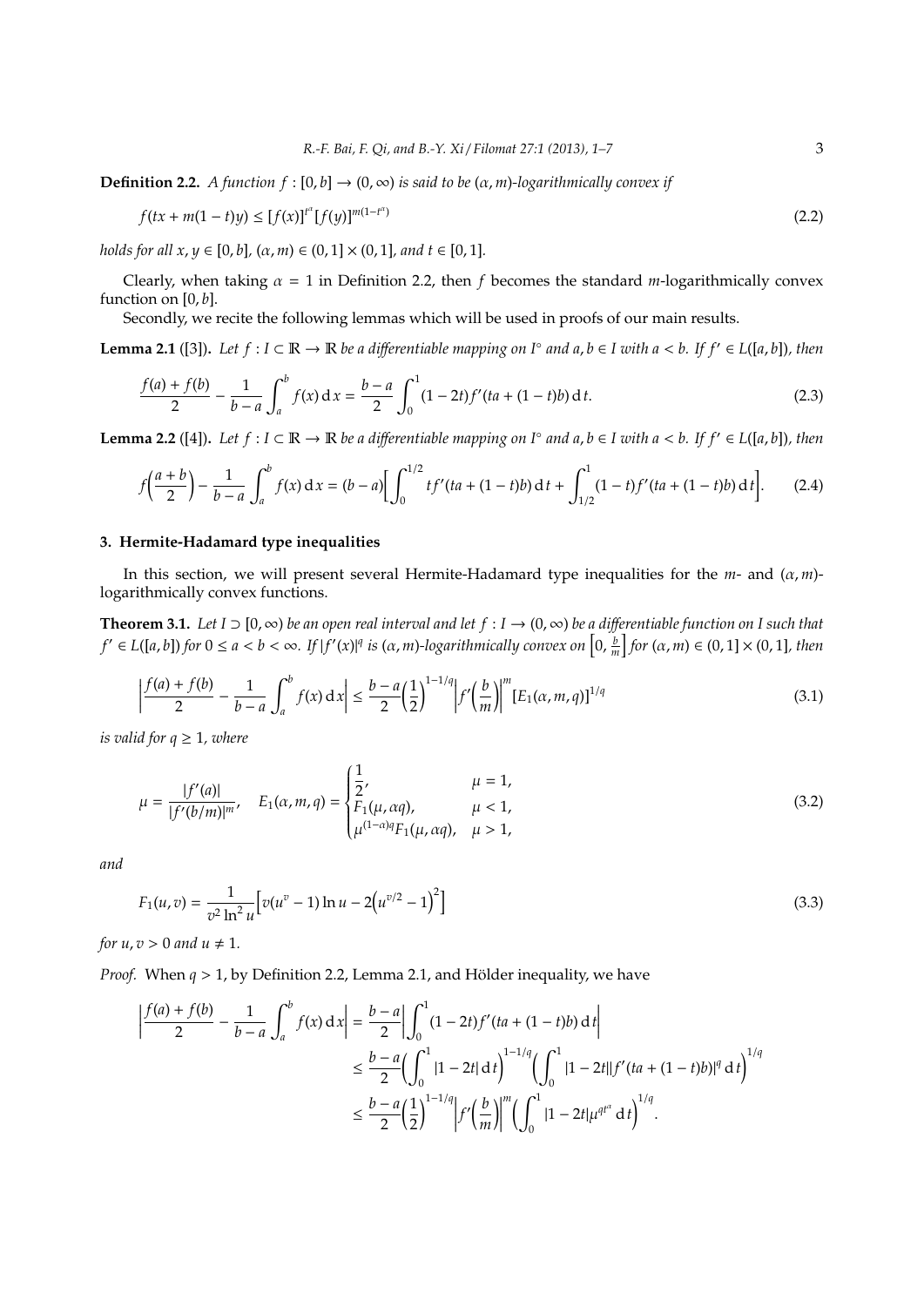**Definition 2.2.** *A function $f : [0, b] \to (0, \infty)$ is said to be $(\alpha, m)$-logarithmically convex if*

$$f(tx + m(1-t)y) \le [f(x)]^{t^\alpha}[f(y)]^{m(1-t^\alpha)} \tag{2.2}$$

*holds for all $x, y \in [0, b]$, $(\alpha, m) \in (0, 1] \times (0, 1]$, and $t \in [0, 1]$.*

Clearly, when taking $\alpha = 1$ in Definition 2.2, then $f$ becomes the standard $m$-logarithmically convex function on $[0, b]$.

Secondly, we recite the following lemmas which will be used in proofs of our main results.

**Lemma 2.1** ([3])**.** *Let $f : I \subset \mathbb{R} \to \mathbb{R}$ be a differentiable mapping on $I^\circ$ and $a, b \in I$ with $a < b$. If $f' \in L([a, b])$, then*

$$\frac{f(a) + f(b)}{2} - \frac{1}{b-a}\int_a^b f(x)\,\mathrm{d}\,x = \frac{b-a}{2}\int_0^1 (1-2t)f'(ta + (1-t)b)\,\mathrm{d}\,t. \tag{2.3}$$

**Lemma 2.2** ([4])**.** *Let $f : I \subset \mathbb{R} \to \mathbb{R}$ be a differentiable mapping on $I^\circ$ and $a, b \in I$ with $a < b$. If $f' \in L([a, b])$, then*

$$f\Big(\frac{a+b}{2}\Big) - \frac{1}{b-a}\int_a^b f(x)\,\mathrm{d}\,x = (b-a)\bigg[\int_0^{1/2} tf'(ta + (1-t)b)\,\mathrm{d}\,t + \int_{1/2}^1 (1-t)f'(ta + (1-t)b)\,\mathrm{d}\,t\bigg]. \tag{2.4}$$

## 3. Hermite-Hadamard type inequalities

In this section, we will present several Hermite-Hadamard type inequalities for the $m$- and $(\alpha, m)$-logarithmically convex functions.

**Theorem 3.1.** *Let $I \supset [0, \infty)$ be an open real interval and let $f : I \to (0, \infty)$ be a differentiable function on $I$ such that $f' \in L([a, b])$ for $0 \le a < b < \infty$. If $|f'(x)|^q$ is $(\alpha, m)$-logarithmically convex on $\big[0, \frac{b}{m}\big]$ for $(\alpha, m) \in (0, 1] \times (0, 1]$, then*

$$\bigg|\frac{f(a) + f(b)}{2} - \frac{1}{b-a}\int_a^b f(x)\,\mathrm{d}\,x\bigg| \le \frac{b-a}{2}\Big(\frac{1}{2}\Big)^{1-1/q}\bigg|f'\Big(\frac{b}{m}\Big)\bigg|^m [E_1(\alpha, m, q)]^{1/q} \tag{3.1}$$

*is valid for $q \ge 1$, where*

$$\mu = \frac{|f'(a)|}{|f'(b/m)|^m}, \quad E_1(\alpha, m, q) = \begin{cases} \dfrac{1}{2}, & \mu = 1, \\ F_1(\mu, \alpha q), & \mu < 1, \\ \mu^{(1-\alpha)q}F_1(\mu, \alpha q), & \mu > 1, \end{cases} \tag{3.2}$$

*and*

$$F_1(u, v) = \frac{1}{v^2 \ln^2 u}\Big[v(u^v - 1)\ln u - 2\big(u^{v/2} - 1\big)^2\Big] \tag{3.3}$$

*for $u, v > 0$ and $u \ne 1$.*

*Proof.* When $q > 1$, by Definition 2.2, Lemma 2.1, and Hölder inequality, we have

$$\begin{aligned} \bigg|\frac{f(a) + f(b)}{2} - \frac{1}{b-a}\int_a^b f(x)\,\mathrm{d}\,x\bigg| &= \frac{b-a}{2}\bigg|\int_0^1 (1-2t)f'(ta + (1-t)b)\,\mathrm{d}\,t\bigg| \\ &\le \frac{b-a}{2}\bigg(\int_0^1 |1-2t|\,\mathrm{d}\,t\bigg)^{1-1/q}\bigg(\int_0^1 |1-2t||f'(ta + (1-t)b)|^q\,\mathrm{d}\,t\bigg)^{1/q} \\ &\le \frac{b-a}{2}\Big(\frac{1}{2}\Big)^{1-1/q}\bigg|f'\Big(\frac{b}{m}\Big)\bigg|^m\bigg(\int_0^1 |1-2t|\mu^{qt^\alpha}\,\mathrm{d}\,t\bigg)^{1/q}. \end{aligned}$$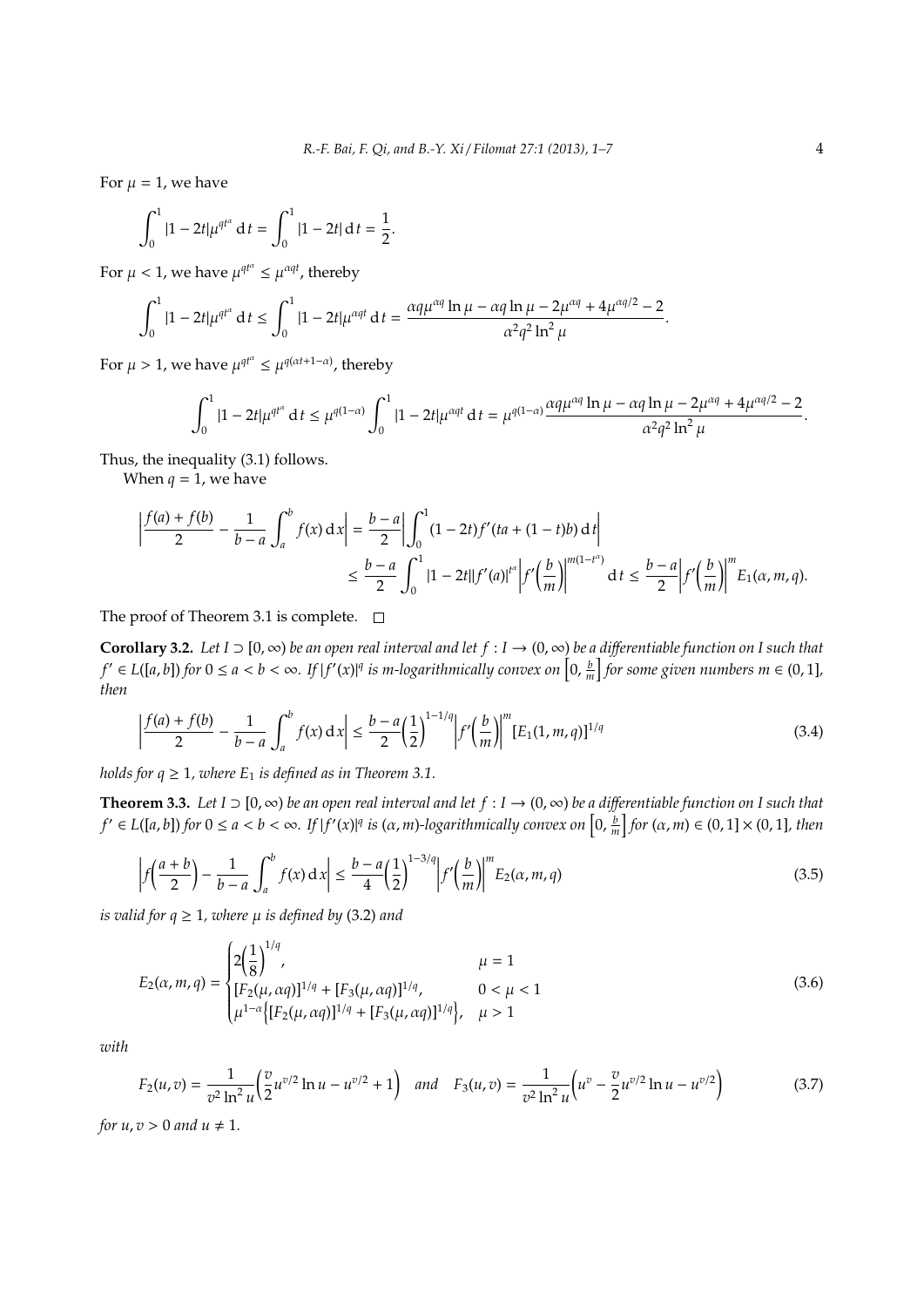For $\mu = 1$, we have

$$\int_0^1 |1-2t|\mu^{qt^\alpha}\,\mathrm{d}\,t = \int_0^1 |1-2t|\,\mathrm{d}\,t = \frac{1}{2}.$$

For $\mu < 1$, we have $\mu^{qt^\alpha} \le \mu^{\alpha qt}$, thereby

$$\int_0^1 |1-2t|\mu^{qt^\alpha}\,\mathrm{d}\,t \le \int_0^1 |1-2t|\mu^{\alpha qt}\,\mathrm{d}\,t = \frac{\alpha q\mu^{\alpha q}\ln\mu - \alpha q\ln\mu - 2\mu^{\alpha q} + 4\mu^{\alpha q/2} - 2}{\alpha^2 q^2 \ln^2\mu}.$$

For $\mu > 1$, we have $\mu^{qt^\alpha} \le \mu^{q(\alpha t+1-\alpha)}$, thereby

$$\int_0^1 |1-2t|\mu^{qt^\alpha}\,\mathrm{d}\,t \le \mu^{q(1-\alpha)}\int_0^1 |1-2t|\mu^{\alpha qt}\,\mathrm{d}\,t = \mu^{q(1-\alpha)}\frac{\alpha q\mu^{\alpha q}\ln\mu - \alpha q\ln\mu - 2\mu^{\alpha q} + 4\mu^{\alpha q/2} - 2}{\alpha^2 q^2 \ln^2\mu}.$$

Thus, the inequality (3.1) follows.

When $q = 1$, we have

$$\begin{aligned}\left|\frac{f(a)+f(b)}{2} - \frac{1}{b-a}\int_a^b f(x)\,\mathrm{d}\,x\right| &= \frac{b-a}{2}\left|\int_0^1 (1-2t)f'(ta+(1-t)b)\,\mathrm{d}\,t\right| \\ &\le \frac{b-a}{2}\int_0^1 |1-2t||f'(a)|^{t^\alpha}\left|f'\left(\frac{b}{m}\right)\right|^{m(1-t^\alpha)}\mathrm{d}\,t \le \frac{b-a}{2}\left|f'\left(\frac{b}{m}\right)\right|^m E_1(\alpha,m,q).\end{aligned}$$

The proof of Theorem 3.1 is complete. □

**Corollary 3.2.** *Let $I \supset [0,\infty)$ be an open real interval and let $f : I \to (0,\infty)$ be a differentiable function on $I$ such that $f' \in L([a,b])$ for $0 \le a < b < \infty$. If $|f'(x)|^q$ is $m$-logarithmically convex on $\left[0, \frac{b}{m}\right]$ for some given numbers $m \in (0,1]$, then*

$$\left|\frac{f(a)+f(b)}{2} - \frac{1}{b-a}\int_a^b f(x)\,\mathrm{d}\,x\right| \le \frac{b-a}{2}\left(\frac{1}{2}\right)^{1-1/q}\left|f'\left(\frac{b}{m}\right)\right|^m [E_1(1,m,q)]^{1/q} \tag{3.4}$$

*holds for $q \ge 1$, where $E_1$ is defined as in Theorem 3.1.*

**Theorem 3.3.** *Let $I \supset [0,\infty)$ be an open real interval and let $f : I \to (0,\infty)$ be a differentiable function on $I$ such that $f' \in L([a,b])$ for $0 \le a < b < \infty$. If $|f'(x)|^q$ is $(\alpha,m)$-logarithmically convex on $\left[0, \frac{b}{m}\right]$ for $(\alpha,m) \in (0,1]\times(0,1]$, then*

$$\left|f\left(\frac{a+b}{2}\right) - \frac{1}{b-a}\int_a^b f(x)\,\mathrm{d}\,x\right| \le \frac{b-a}{4}\left(\frac{1}{2}\right)^{1-3/q}\left|f'\left(\frac{b}{m}\right)\right|^m E_2(\alpha,m,q) \tag{3.5}$$

*is valid for $q \ge 1$, where $\mu$ is defined by* (3.2) *and*

$$E_2(\alpha,m,q) = \begin{cases} 2\left(\dfrac{1}{8}\right)^{1/q}, & \mu = 1 \\ [F_2(\mu,\alpha q)]^{1/q} + [F_3(\mu,\alpha q)]^{1/q}, & 0 < \mu < 1 \\ \mu^{1-\alpha}\left\{[F_2(\mu,\alpha q)]^{1/q} + [F_3(\mu,\alpha q)]^{1/q}\right\}, & \mu > 1 \end{cases} \tag{3.6}$$

*with*

$$F_2(u,v) = \frac{1}{v^2\ln^2 u}\left(\frac{v}{2}u^{v/2}\ln u - u^{v/2} + 1\right) \quad \text{and} \quad F_3(u,v) = \frac{1}{v^2\ln^2 u}\left(u^v - \frac{v}{2}u^{v/2}\ln u - u^{v/2}\right) \tag{3.7}$$

*for $u, v > 0$ and $u \ne 1$.*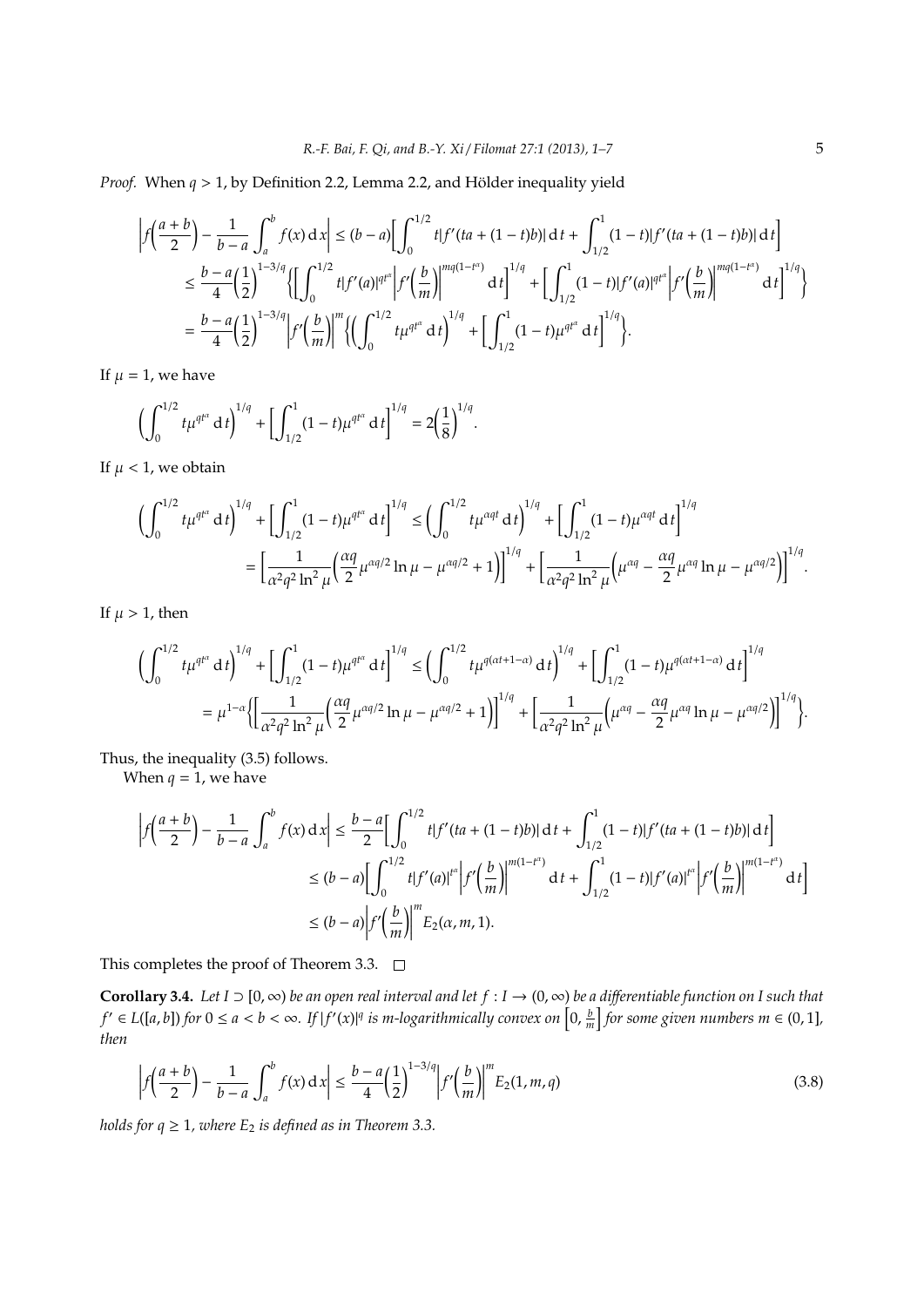*Proof.* When $q > 1$, by Definition 2.2, Lemma 2.2, and Hölder inequality yield

$$
\begin{aligned}
\left|f\Big(\frac{a+b}{2}\Big)-\frac{1}{b-a}\int_a^b f(x)\,\mathrm{d}\,x\right| &\le (b-a)\Big[\int_0^{1/2} t|f'(ta+(1-t)b)|\,\mathrm{d}\,t+\int_{1/2}^1 (1-t)|f'(ta+(1-t)b)|\,\mathrm{d}\,t\Big]\\
&\le \frac{b-a}{4}\Big(\frac{1}{2}\Big)^{1-3/q}\bigg\{\Big[\int_0^{1/2} t|f'(a)|^{qt^\alpha}\Big|f'\Big(\frac{b}{m}\Big)\Big|^{mq(1-t^\alpha)}\,\mathrm{d}\,t\Big]^{1/q}+\Big[\int_{1/2}^1 (1-t)|f'(a)|^{qt^\alpha}\Big|f'\Big(\frac{b}{m}\Big)\Big|^{mq(1-t^\alpha)}\,\mathrm{d}\,t\Big]^{1/q}\bigg\}\\
&=\frac{b-a}{4}\Big(\frac{1}{2}\Big)^{1-3/q}\Big|f'\Big(\frac{b}{m}\Big)\Big|^{m}\bigg\{\Big(\int_0^{1/2} t\mu^{qt^\alpha}\,\mathrm{d}\,t\Big)^{1/q}+\Big[\int_{1/2}^1 (1-t)\mu^{qt^\alpha}\,\mathrm{d}\,t\Big]^{1/q}\bigg\}.
\end{aligned}
$$

If $\mu = 1$, we have

$$
\Big(\int_0^{1/2} t\mu^{qt^\alpha}\,\mathrm{d}\,t\Big)^{1/q}+\Big[\int_{1/2}^1 (1-t)\mu^{qt^\alpha}\,\mathrm{d}\,t\Big]^{1/q}=2\Big(\frac{1}{8}\Big)^{1/q}.
$$

If $\mu < 1$, we obtain

$$
\begin{aligned}
\Big(\int_0^{1/2} t\mu^{qt^\alpha}\,\mathrm{d}\,t\Big)^{1/q}+\Big[\int_{1/2}^1 (1-t)\mu^{qt^\alpha}\,\mathrm{d}\,t\Big]^{1/q} &\le \Big(\int_0^{1/2} t\mu^{\alpha qt}\,\mathrm{d}\,t\Big)^{1/q}+\Big[\int_{1/2}^1 (1-t)\mu^{\alpha qt}\,\mathrm{d}\,t\Big]^{1/q}\\
&=\Big[\frac{1}{\alpha^2q^2\ln^2\mu}\Big(\frac{\alpha q}{2}\mu^{\alpha q/2}\ln\mu-\mu^{\alpha q/2}+1\Big)\Big]^{1/q}+\Big[\frac{1}{\alpha^2q^2\ln^2\mu}\Big(\mu^{\alpha q}-\frac{\alpha q}{2}\mu^{\alpha q}\ln\mu-\mu^{\alpha q/2}\Big)\Big]^{1/q}.
\end{aligned}
$$

If $\mu > 1$, then

$$
\begin{aligned}
\Big(\int_0^{1/2} t\mu^{qt^\alpha}\,\mathrm{d}\,t\Big)^{1/q}+\Big[\int_{1/2}^1 (1-t)\mu^{qt^\alpha}\,\mathrm{d}\,t\Big]^{1/q} &\le \Big(\int_0^{1/2} t\mu^{q(\alpha t+1-\alpha)}\,\mathrm{d}\,t\Big)^{1/q}+\Big[\int_{1/2}^1 (1-t)\mu^{q(\alpha t+1-\alpha)}\,\mathrm{d}\,t\Big]^{1/q}\\
&=\mu^{1-\alpha}\bigg\{\Big[\frac{1}{\alpha^2q^2\ln^2\mu}\Big(\frac{\alpha q}{2}\mu^{\alpha q/2}\ln\mu-\mu^{\alpha q/2}+1\Big)\Big]^{1/q}+\Big[\frac{1}{\alpha^2q^2\ln^2\mu}\Big(\mu^{\alpha q}-\frac{\alpha q}{2}\mu^{\alpha q}\ln\mu-\mu^{\alpha q/2}\Big)\Big]^{1/q}\bigg\}.
\end{aligned}
$$

Thus, the inequality (3.5) follows.

When $q = 1$, we have

$$
\begin{aligned}
\left|f\Big(\frac{a+b}{2}\Big)-\frac{1}{b-a}\int_a^b f(x)\,\mathrm{d}\,x\right| &\le \frac{b-a}{2}\Big[\int_0^{1/2} t|f'(ta+(1-t)b)|\,\mathrm{d}\,t+\int_{1/2}^1 (1-t)|f'(ta+(1-t)b)|\,\mathrm{d}\,t\Big]\\
&\le (b-a)\Big[\int_0^{1/2} t|f'(a)|^{t^\alpha}\Big|f'\Big(\frac{b}{m}\Big)\Big|^{m(1-t^\alpha)}\,\mathrm{d}\,t+\int_{1/2}^1 (1-t)|f'(a)|^{t^\alpha}\Big|f'\Big(\frac{b}{m}\Big)\Big|^{m(1-t^\alpha)}\,\mathrm{d}\,t\Big]\\
&\le (b-a)\Big|f'\Big(\frac{b}{m}\Big)\Big|^{m}E_2(\alpha,m,1).
\end{aligned}
$$

This completes the proof of Theorem 3.3. □

**Corollary 3.4.** *Let $I \supset [0,\infty)$ be an open real interval and let $f : I \to (0,\infty)$ be a differentiable function on $I$ such that $f' \in L([a,b])$ for $0 \le a < b < \infty$. If $|f'(x)|^q$ is $m$-logarithmically convex on $\big[0,\frac{b}{m}\big]$ for some given numbers $m \in (0,1]$, then*

$$
\left|f\Big(\frac{a+b}{2}\Big)-\frac{1}{b-a}\int_a^b f(x)\,\mathrm{d}\,x\right| \le \frac{b-a}{4}\Big(\frac{1}{2}\Big)^{1-3/q}\Big|f'\Big(\frac{b}{m}\Big)\Big|^{m}E_2(1,m,q) \tag{3.8}
$$

*holds for $q \ge 1$, where $E_2$ is defined as in Theorem 3.3.*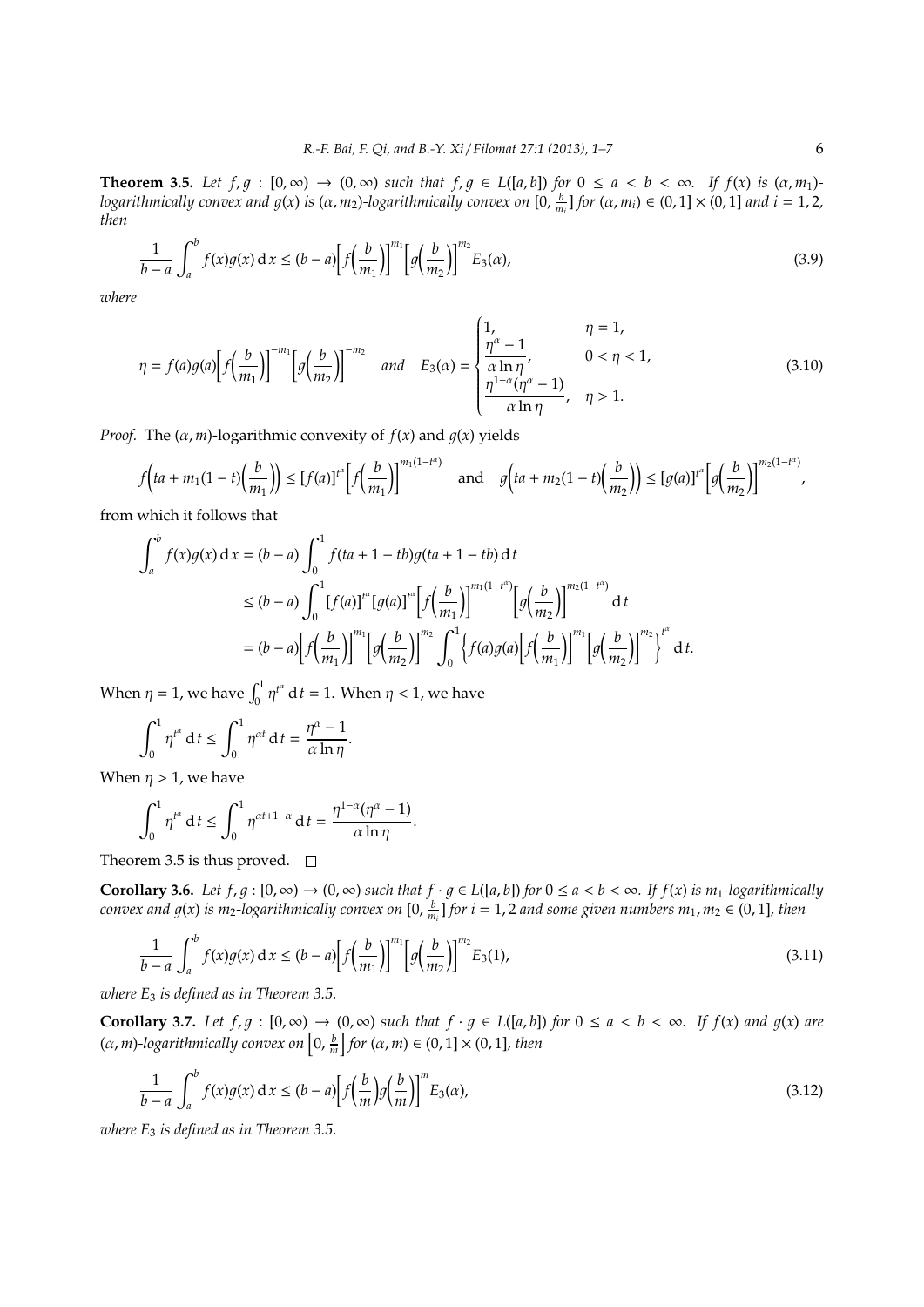**Theorem 3.5.** *Let $f, g : [0, \infty) \to (0, \infty)$ such that $f, g \in L([a, b])$ for $0 \le a < b < \infty$. If $f(x)$ is $(\alpha, m_1)$-logarithmically convex and $g(x)$ is $(\alpha, m_2)$-logarithmically convex on $[0, \frac{b}{m_i}]$ for $(\alpha, m_i) \in (0, 1] \times (0, 1]$ and $i = 1, 2$, then*

$$\frac{1}{b-a}\int_a^b f(x)g(x)\,\mathrm{d}x \le (b-a)\left[f\left(\frac{b}{m_1}\right)\right]^{m_1}\left[g\left(\frac{b}{m_2}\right)\right]^{m_2} E_3(\alpha), \tag{3.9}$$

*where*

$$\eta = f(a)g(a)\left[f\left(\frac{b}{m_1}\right)\right]^{-m_1}\left[g\left(\frac{b}{m_2}\right)\right]^{-m_2} \quad \text{and} \quad E_3(\alpha) = \begin{cases} 1, & \eta = 1, \\ \dfrac{\eta^{\alpha}-1}{\alpha \ln \eta}, & 0 < \eta < 1, \\ \dfrac{\eta^{1-\alpha}(\eta^{\alpha}-1)}{\alpha \ln \eta}, & \eta > 1. \end{cases} \tag{3.10}$$

*Proof.* The $(\alpha, m)$-logarithmic convexity of $f(x)$ and $g(x)$ yields

$$f\left(ta + m_1(1-t)\left(\frac{b}{m_1}\right)\right) \le [f(a)]^{t^{\alpha}}\left[f\left(\frac{b}{m_1}\right)\right]^{m_1(1-t^{\alpha})} \quad \text{and} \quad g\left(ta + m_2(1-t)\left(\frac{b}{m_2}\right)\right) \le [g(a)]^{t^{\alpha}}\left[g\left(\frac{b}{m_2}\right)\right]^{m_2(1-t^{\alpha})},$$

from which it follows that

$$\begin{aligned}
\int_a^b f(x)g(x)\,\mathrm{d}x &= (b-a)\int_0^1 f(ta + 1 - tb)g(ta + 1 - tb)\,\mathrm{d}t \\
&\le (b-a)\int_0^1 [f(a)]^{t^{\alpha}}[g(a)]^{t^{\alpha}}\left[f\left(\frac{b}{m_1}\right)\right]^{m_1(1-t^{\alpha})}\left[g\left(\frac{b}{m_2}\right)\right]^{m_2(1-t^{\alpha})}\mathrm{d}t \\
&= (b-a)\left[f\left(\frac{b}{m_1}\right)\right]^{m_1}\left[g\left(\frac{b}{m_2}\right)\right]^{m_2}\int_0^1 \left\{f(a)g(a)\left[f\left(\frac{b}{m_1}\right)\right]^{m_1}\left[g\left(\frac{b}{m_2}\right)\right]^{m_2}\right\}^{t^{\alpha}}\mathrm{d}t.
\end{aligned}$$

When $\eta = 1$, we have $\int_0^1 \eta^{t^{\alpha}}\,\mathrm{d}t = 1$. When $\eta < 1$, we have

$$\int_0^1 \eta^{t^{\alpha}}\,\mathrm{d}t \le \int_0^1 \eta^{\alpha t}\,\mathrm{d}t = \frac{\eta^{\alpha}-1}{\alpha \ln \eta}.$$

When $\eta > 1$, we have

$$\int_0^1 \eta^{t^{\alpha}}\,\mathrm{d}t \le \int_0^1 \eta^{\alpha t + 1 - \alpha}\,\mathrm{d}t = \frac{\eta^{1-\alpha}(\eta^{\alpha}-1)}{\alpha \ln \eta}.$$

Theorem 3.5 is thus proved. □

**Corollary 3.6.** *Let $f, g : [0, \infty) \to (0, \infty)$ such that $f \cdot g \in L([a, b])$ for $0 \le a < b < \infty$. If $f(x)$ is $m_1$-logarithmically convex and $g(x)$ is $m_2$-logarithmically convex on $[0, \frac{b}{m_i}]$ for $i = 1, 2$ and some given numbers $m_1, m_2 \in (0, 1]$, then*

$$\frac{1}{b-a}\int_a^b f(x)g(x)\,\mathrm{d}x \le (b-a)\left[f\left(\frac{b}{m_1}\right)\right]^{m_1}\left[g\left(\frac{b}{m_2}\right)\right]^{m_2} E_3(1), \tag{3.11}$$

*where $E_3$ is defined as in Theorem 3.5.*

**Corollary 3.7.** *Let $f, g : [0, \infty) \to (0, \infty)$ such that $f \cdot g \in L([a, b])$ for $0 \le a < b < \infty$. If $f(x)$ and $g(x)$ are $(\alpha, m)$-logarithmically convex on $\left[0, \frac{b}{m}\right]$ for $(\alpha, m) \in (0, 1] \times (0, 1]$, then*

$$\frac{1}{b-a}\int_a^b f(x)g(x)\,\mathrm{d}x \le (b-a)\left[f\left(\frac{b}{m}\right)g\left(\frac{b}{m}\right)\right]^{m} E_3(\alpha), \tag{3.12}$$

*where $E_3$ is defined as in Theorem 3.5.*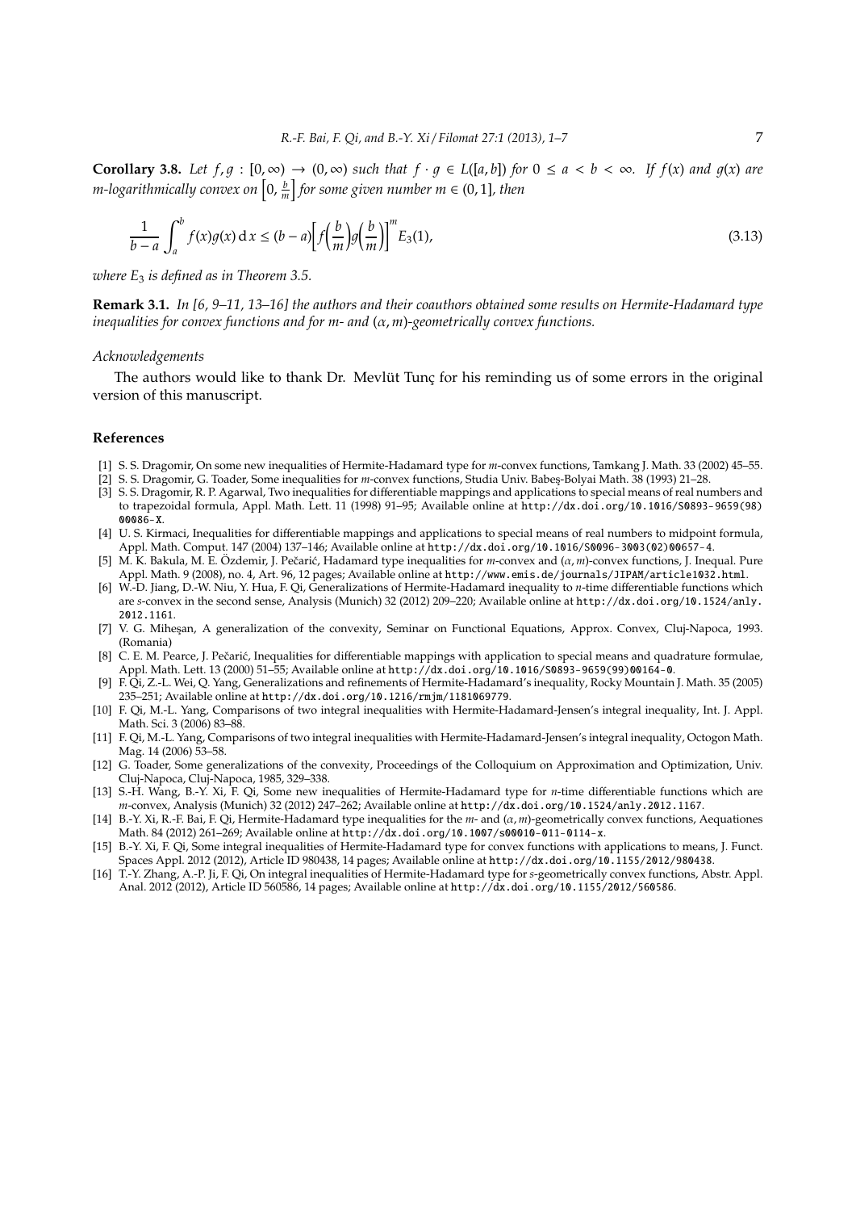**Corollary 3.8.** *Let $f, g : [0, \infty) \to (0, \infty)$ such that $f \cdot g \in L([a, b])$ for $0 \le a < b < \infty$. If $f(x)$ and $g(x)$ are $m$-logarithmically convex on $\left[0, \frac{b}{m}\right]$ for some given number $m \in (0, 1]$, then*

$$\frac{1}{b-a}\int_a^b f(x)g(x)\,\mathrm{d}\,x \le (b-a)\left[f\left(\frac{b}{m}\right)g\left(\frac{b}{m}\right)\right]^m E_3(1), \tag{3.13}$$

*where $E_3$ is defined as in Theorem 3.5.*

**Remark 3.1.** *In [6, 9–11, 13–16] the authors and their coauthors obtained some results on Hermite-Hadamard type inequalities for convex functions and for $m$- and $(\alpha, m)$-geometrically convex functions.*

### Acknowledgements

The authors would like to thank Dr. Mevlüt Tunç for his reminding us of some errors in the original version of this manuscript.

## References

[1] S. S. Dragomir, On some new inequalities of Hermite-Hadamard type for $m$-convex functions, Tamkang J. Math. 33 (2002) 45–55.

[2] S. S. Dragomir, G. Toader, Some inequalities for $m$-convex functions, Studia Univ. Babeş-Bolyai Math. 38 (1993) 21–28.

[3] S. S. Dragomir, R. P. Agarwal, Two inequalities for differentiable mappings and applications to special means of real numbers and to trapezoidal formula, Appl. Math. Lett. 11 (1998) 91–95; Available online at http://dx.doi.org/10.1016/S0893-9659(98)00086-X.

[4] U. S. Kirmaci, Inequalities for differentiable mappings and applications to special means of real numbers to midpoint formula, Appl. Math. Comput. 147 (2004) 137–146; Available online at http://dx.doi.org/10.1016/S0096-3003(02)00657-4.

[5] M. K. Bakula, M. E. Özdemir, J. Pečarić, Hadamard type inequalities for $m$-convex and $(\alpha, m)$-convex functions, J. Inequal. Pure Appl. Math. 9 (2008), no. 4, Art. 96, 12 pages; Available online at http://www.emis.de/journals/JIPAM/article1032.html.

[6] W.-D. Jiang, D.-W. Niu, Y. Hua, F. Qi, Generalizations of Hermite-Hadamard inequality to $n$-time differentiable functions which are $s$-convex in the second sense, Analysis (Munich) 32 (2012) 209–220; Available online at http://dx.doi.org/10.1524/anly.2012.1161.

[7] V. G. Miheşan, A generalization of the convexity, Seminar on Functional Equations, Approx. Convex, Cluj-Napoca, 1993. (Romania)

[8] C. E. M. Pearce, J. Pečarić, Inequalities for differentiable mappings with application to special means and quadrature formulae, Appl. Math. Lett. 13 (2000) 51–55; Available online at http://dx.doi.org/10.1016/S0893-9659(99)00164-0.

[9] F. Qi, Z.-L. Wei, Q. Yang, Generalizations and refinements of Hermite-Hadamard's inequality, Rocky Mountain J. Math. 35 (2005) 235–251; Available online at http://dx.doi.org/10.1216/rmjm/1181069779.

[10] F. Qi, M.-L. Yang, Comparisons of two integral inequalities with Hermite-Hadamard-Jensen's integral inequality, Int. J. Appl. Math. Sci. 3 (2006) 83–88.

[11] F. Qi, M.-L. Yang, Comparisons of two integral inequalities with Hermite-Hadamard-Jensen's integral inequality, Octogon Math. Mag. 14 (2006) 53–58.

[12] G. Toader, Some generalizations of the convexity, Proceedings of the Colloquium on Approximation and Optimization, Univ. Cluj-Napoca, Cluj-Napoca, 1985, 329–338.

[13] S.-H. Wang, B.-Y. Xi, F. Qi, Some new inequalities of Hermite-Hadamard type for $n$-time differentiable functions which are $m$-convex, Analysis (Munich) 32 (2012) 247–262; Available online at http://dx.doi.org/10.1524/anly.2012.1167.

[14] B.-Y. Xi, R.-F. Bai, F. Qi, Hermite-Hadamard type inequalities for the $m$- and $(\alpha, m)$-geometrically convex functions, Aequationes Math. 84 (2012) 261–269; Available online at http://dx.doi.org/10.1007/s00010-011-0114-x.

[15] B.-Y. Xi, F. Qi, Some integral inequalities of Hermite-Hadamard type for convex functions with applications to means, J. Funct. Spaces Appl. 2012 (2012), Article ID 980438, 14 pages; Available online at http://dx.doi.org/10.1155/2012/980438.

[16] T.-Y. Zhang, A.-P. Ji, F. Qi, On integral inequalities of Hermite-Hadamard type for $s$-geometrically convex functions, Abstr. Appl. Anal. 2012 (2012), Article ID 560586, 14 pages; Available online at http://dx.doi.org/10.1155/2012/560586.